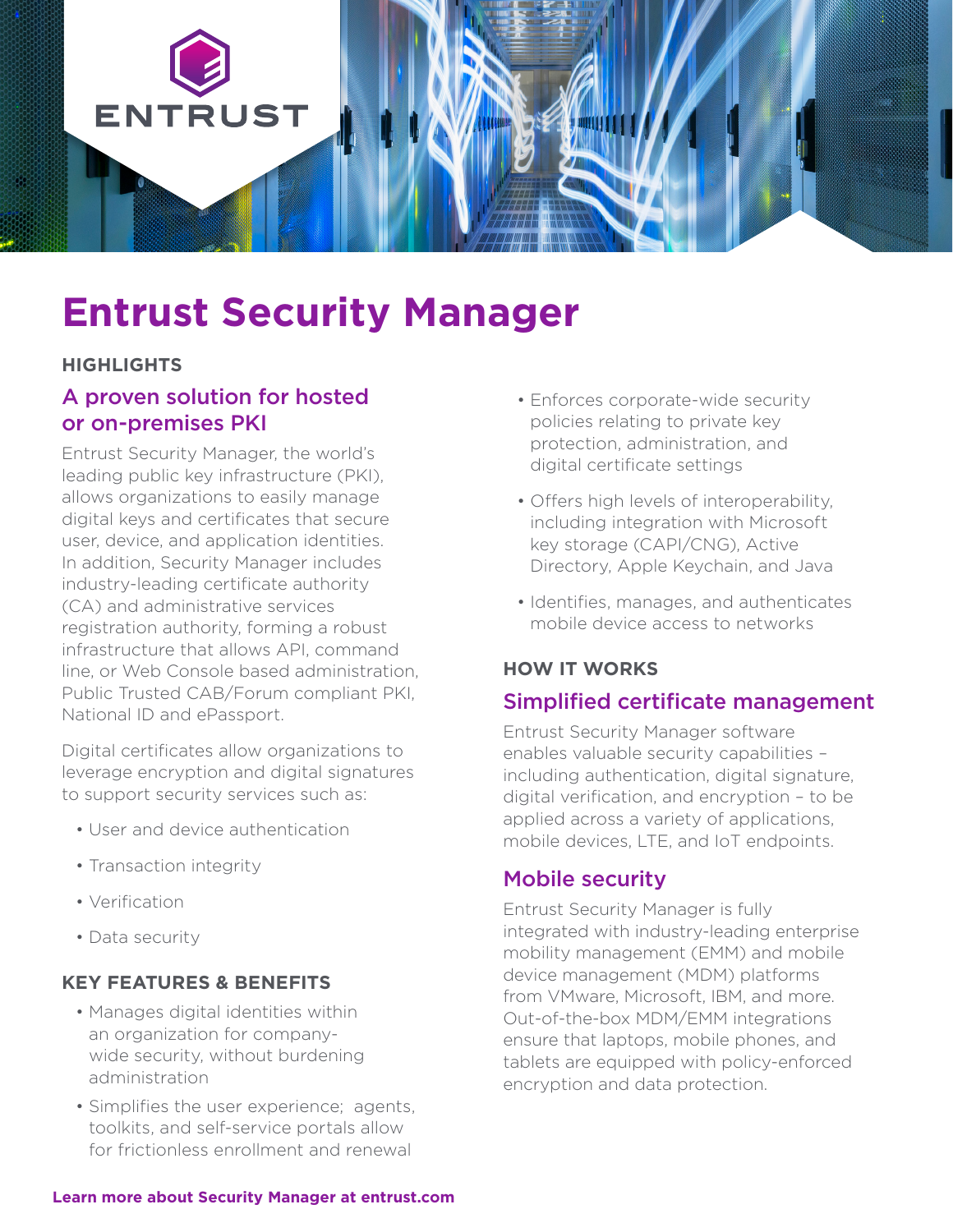# Entrust Security Manager

## HIGHLIGHTS

### A proven solution for hosted or on-premises PKI

Entrust Security Manager, the world's leading public key infrastructure (PKI), allows organizations to easily manage digital keys and certificates that secure user, device, and application identities. In addition, Security Manager includes industry-leading certificate authority (CA) and administrative services registration authority, forming a robust infrastructure that allows API, command line, or Web Console based administration, Public Trusted CAB/Forum compliant PKI, National ID and ePassport.

Digital certificates allow organizations to leverage encryption and digital signatures to support security services such as:

- User and device authentication
- Transaction integrity
- Verification
- Data security

## KEY FEATURES & BENEFITS

- Manages digital identities within an organization for company-wide security, without burdening administration
- Simplifies the user experience; agents, toolkits, and self-service portals allow for frictionless enrollment and renewal
- Enforces corporate-wide security policies relating to private key protection, administration, and digital certificate settings
- Offers high levels of interoperability, including integration with Microsoft key storage (CAPI/CNG), Active Directory, Apple Keychain, and Java
- Identifies, manages, and authenticates mobile device access to networks

## HOW IT WORKS

### Simplified certificate management

Entrust Security Manager software enables valuable security capabilities – including authentication, digital signature, digital verification, and encryption – to be applied across a variety of applications, mobile devices, LTE, and IoT endpoints.

### Mobile security

Entrust Security Manager is fully integrated with industry-leading enterprise mobility management (EMM) and mobile device management (MDM) platforms from VMware, Microsoft, IBM, and more. Out-of-the-box MDM/EMM integrations ensure that laptops, mobile phones, and tablets are equipped with policy-enforced encryption and data protection.

**Learn more about Security Manager at entrust.com**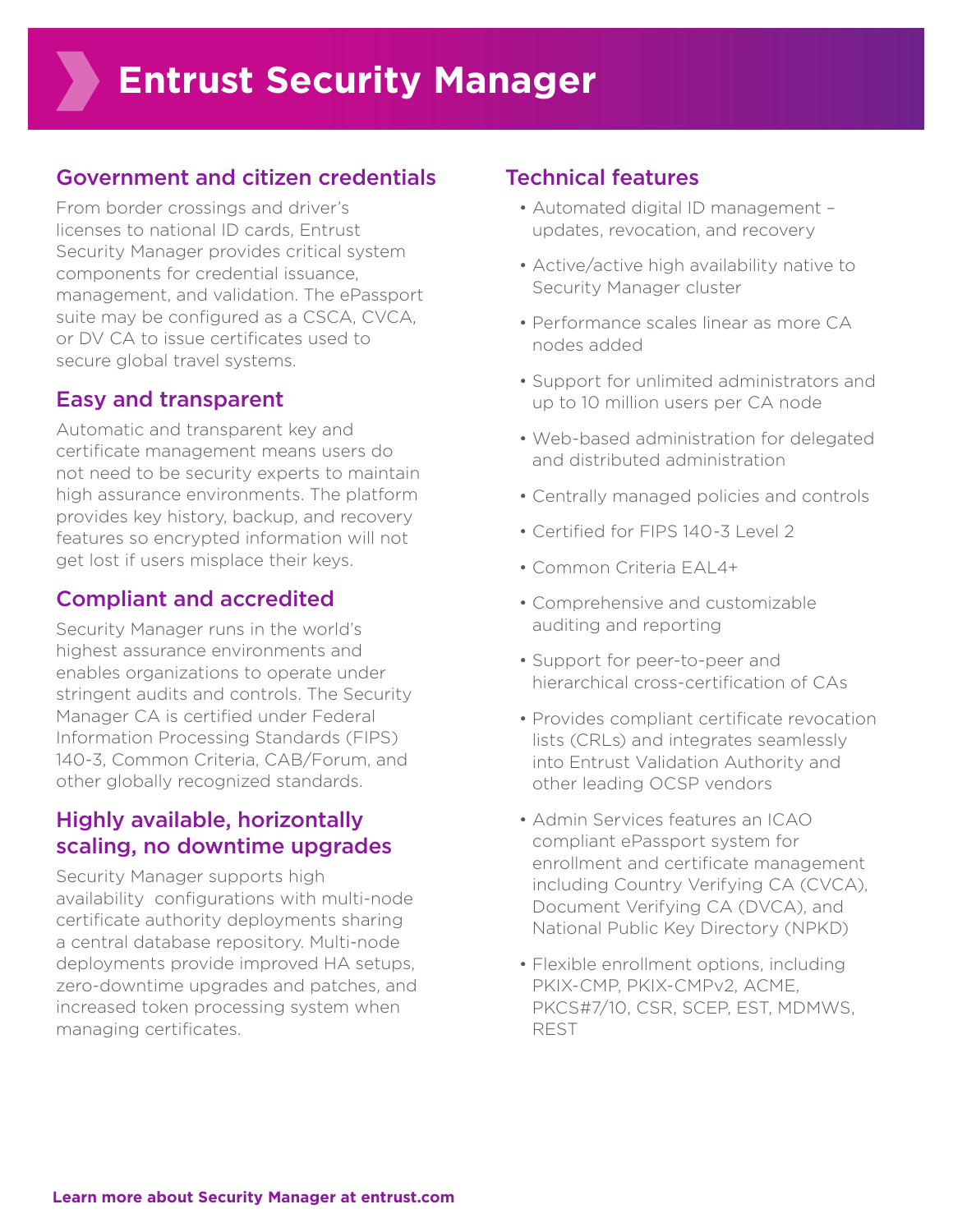# Entrust Security Manager

## Government and citizen credentials

From border crossings and driver's licenses to national ID cards, Entrust Security Manager provides critical system components for credential issuance, management, and validation. The ePassport suite may be configured as a CSCA, CVCA, or DV CA to issue certificates used to secure global travel systems.

## Easy and transparent

Automatic and transparent key and certificate management means users do not need to be security experts to maintain high assurance environments. The platform provides key history, backup, and recovery features so encrypted information will not get lost if users misplace their keys.

## Compliant and accredited

Security Manager runs in the world's highest assurance environments and enables organizations to operate under stringent audits and controls. The Security Manager CA is certified under Federal Information Processing Standards (FIPS) 140-3, Common Criteria, CAB/Forum, and other globally recognized standards.

## Highly available, horizontally scaling, no downtime upgrades

Security Manager supports high availability configurations with multi-node certificate authority deployments sharing a central database repository. Multi-node deployments provide improved HA setups, zero-downtime upgrades and patches, and increased token processing system when managing certificates.

## Technical features

- Automated digital ID management – updates, revocation, and recovery
- Active/active high availability native to Security Manager cluster
- Performance scales linear as more CA nodes added
- Support for unlimited administrators and up to 10 million users per CA node
- Web-based administration for delegated and distributed administration
- Centrally managed policies and controls
- Certified for FIPS 140-3 Level 2
- Common Criteria EAL4+
- Comprehensive and customizable auditing and reporting
- Support for peer-to-peer and hierarchical cross-certification of CAs
- Provides compliant certificate revocation lists (CRLs) and integrates seamlessly into Entrust Validation Authority and other leading OCSP vendors
- Admin Services features an ICAO compliant ePassport system for enrollment and certificate management including Country Verifying CA (CVCA), Document Verifying CA (DVCA), and National Public Key Directory (NPKD)
- Flexible enrollment options, including PKIX-CMP, PKIX-CMPv2, ACME, PKCS#7/10, CSR, SCEP, EST, MDMWS, REST

**Learn more about Security Manager at entrust.com**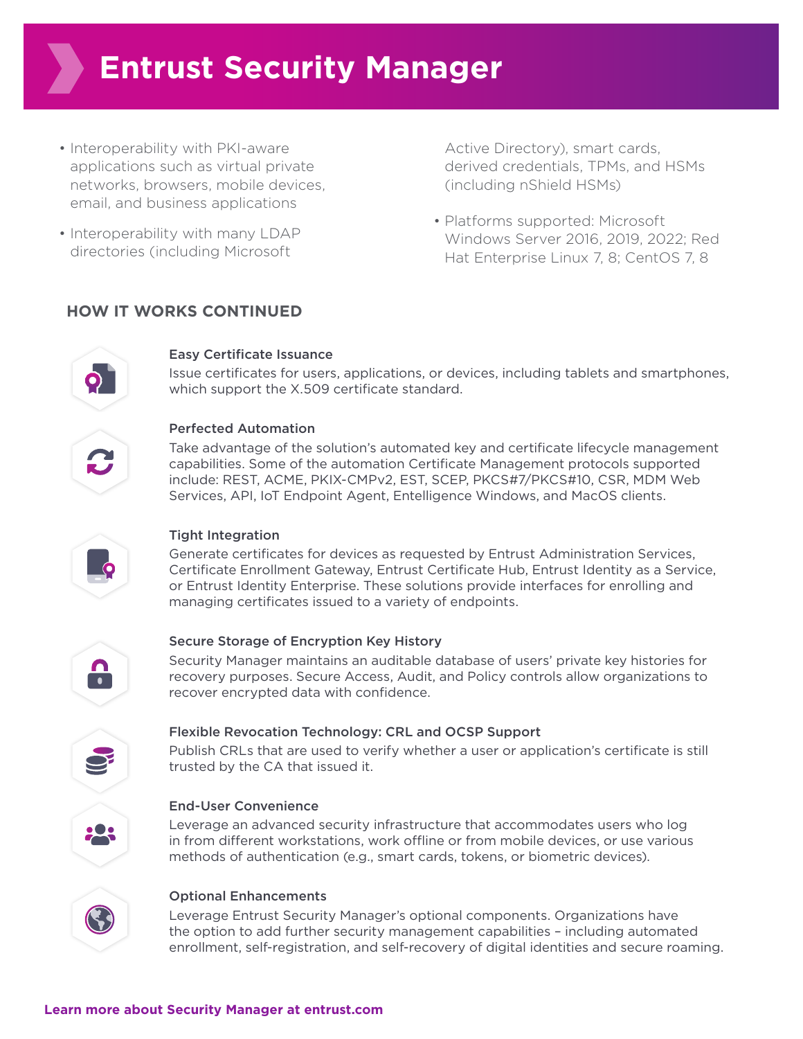# Entrust Security Manager

- Interoperability with PKI-aware applications such as virtual private networks, browsers, mobile devices, email, and business applications
- Interoperability with many LDAP directories (including Microsoft Active Directory), smart cards, derived credentials, TPMs, and HSMs (including nShield HSMs)
- Platforms supported: Microsoft Windows Server 2016, 2019, 2022; Red Hat Enterprise Linux 7, 8; CentOS 7, 8

## HOW IT WORKS CONTINUED

### Easy Certificate Issuance

Issue certificates for users, applications, or devices, including tablets and smartphones, which support the X.509 certificate standard.

### Perfected Automation

Take advantage of the solution's automated key and certificate lifecycle management capabilities. Some of the automation Certificate Management protocols supported include: REST, ACME, PKIX-CMPv2, EST, SCEP, PKCS#7/PKCS#10, CSR, MDM Web Services, API, IoT Endpoint Agent, Entelligence Windows, and MacOS clients.

### Tight Integration

Generate certificates for devices as requested by Entrust Administration Services, Certificate Enrollment Gateway, Entrust Certificate Hub, Entrust Identity as a Service, or Entrust Identity Enterprise. These solutions provide interfaces for enrolling and managing certificates issued to a variety of endpoints.

### Secure Storage of Encryption Key History

Security Manager maintains an auditable database of users' private key histories for recovery purposes. Secure Access, Audit, and Policy controls allow organizations to recover encrypted data with confidence.

### Flexible Revocation Technology: CRL and OCSP Support

Publish CRLs that are used to verify whether a user or application's certificate is still trusted by the CA that issued it.

### End-User Convenience

Leverage an advanced security infrastructure that accommodates users who log in from different workstations, work offline or from mobile devices, or use various methods of authentication (e.g., smart cards, tokens, or biometric devices).

### Optional Enhancements

Leverage Entrust Security Manager's optional components. Organizations have the option to add further security management capabilities – including automated enrollment, self-registration, and self-recovery of digital identities and secure roaming.

**Learn more about Security Manager at entrust.com**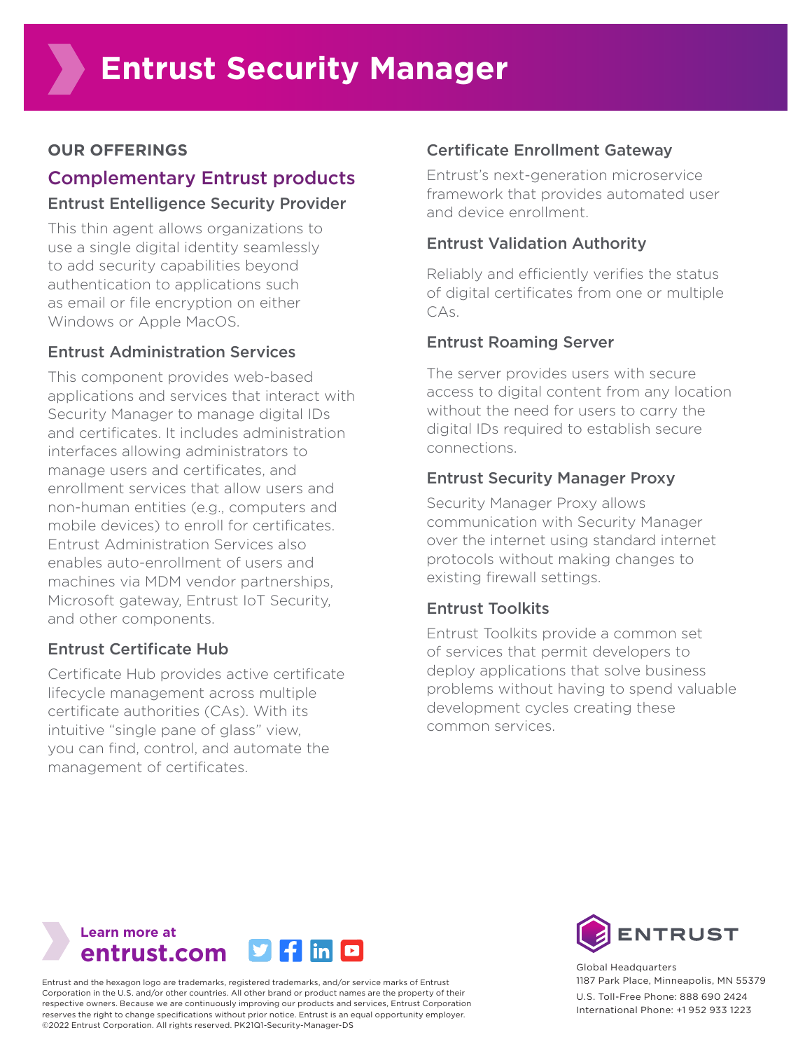# Entrust Security Manager

## OUR OFFERINGS

### Complementary Entrust products

#### Entrust Entelligence Security Provider

This thin agent allows organizations to use a single digital identity seamlessly to add security capabilities beyond authentication to applications such as email or file encryption on either Windows or Apple MacOS.

#### Entrust Administration Services

This component provides web-based applications and services that interact with Security Manager to manage digital IDs and certificates. It includes administration interfaces allowing administrators to manage users and certificates, and enrollment services that allow users and non-human entities (e.g., computers and mobile devices) to enroll for certificates. Entrust Administration Services also enables auto-enrollment of users and machines via MDM vendor partnerships, Microsoft gateway, Entrust IoT Security, and other components.

#### Entrust Certificate Hub

Certificate Hub provides active certificate lifecycle management across multiple certificate authorities (CAs). With its intuitive "single pane of glass" view, you can find, control, and automate the management of certificates.

#### Certificate Enrollment Gateway

Entrust's next-generation microservice framework that provides automated user and device enrollment.

#### Entrust Validation Authority

Reliably and efficiently verifies the status of digital certificates from one or multiple CAs.

#### Entrust Roaming Server

The server provides users with secure access to digital content from any location without the need for users to carry the digital IDs required to establish secure connections.

#### Entrust Security Manager Proxy

Security Manager Proxy allows communication with Security Manager over the internet using standard internet protocols without making changes to existing firewall settings.

#### Entrust Toolkits

Entrust Toolkits provide a common set of services that permit developers to deploy applications that solve business problems without having to spend valuable development cycles creating these common services.

**Learn more at entrust.com**

Entrust and the hexagon logo are trademarks, registered trademarks, and/or service marks of Entrust Corporation in the U.S. and/or other countries. All other brand or product names are the property of their respective owners. Because we are continuously improving our products and services, Entrust Corporation reserves the right to change specifications without prior notice. Entrust is an equal opportunity employer. ©2022 Entrust Corporation. All rights reserved. PK21Q1-Security-Manager-DS

ENTRUST

Global Headquarters
1187 Park Place, Minneapolis, MN 55379
U.S. Toll-Free Phone: 888 690 2424
International Phone: +1 952 933 1223